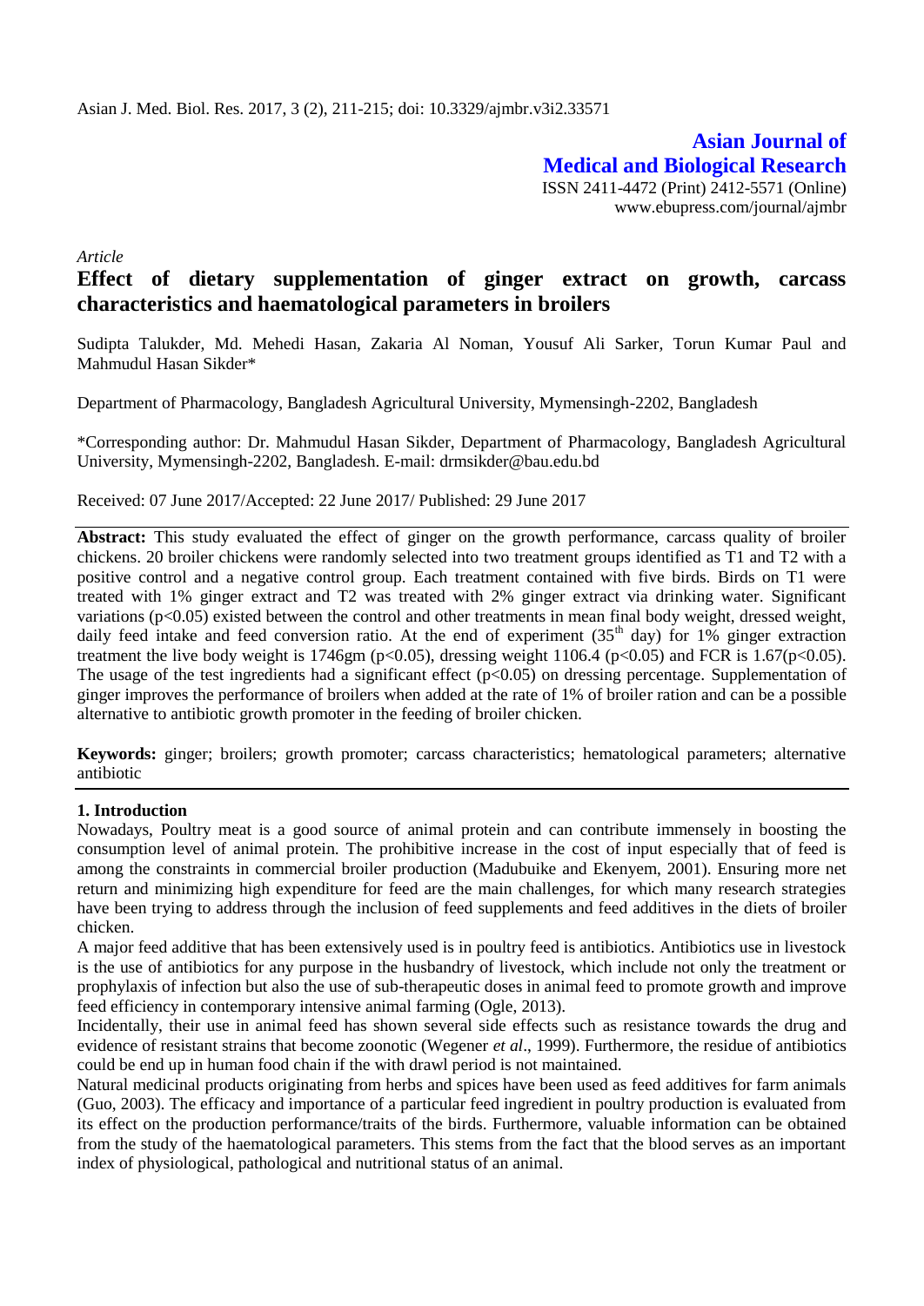# Asian Journal of Medical and Biological Research

ISSN 2411-4472 (Print) 2412-5571 (Online)
www.ebupress.com/journal/ajmbr

*Article*

## Effect of dietary supplementation of ginger extract on growth, carcass characteristics and haematological parameters in broilers

Sudipta Talukder, Md. Mehedi Hasan, Zakaria Al Noman, Yousuf Ali Sarker, Torun Kumar Paul and Mahmudul Hasan Sikder*

Department of Pharmacology, Bangladesh Agricultural University, Mymensingh-2202, Bangladesh

*Corresponding author: Dr. Mahmudul Hasan Sikder, Department of Pharmacology, Bangladesh Agricultural University, Mymensingh-2202, Bangladesh. E-mail: drmsikder@bau.edu.bd

Received: 07 June 2017/Accepted: 22 June 2017/ Published: 29 June 2017

**Abstract:** This study evaluated the effect of ginger on the growth performance, carcass quality of broiler chickens. 20 broiler chickens were randomly selected into two treatment groups identified as T1 and T2 with a positive control and a negative control group. Each treatment contained with five birds. Birds on T1 were treated with 1% ginger extract and T2 was treated with 2% ginger extract via drinking water. Significant variations ($p<0.05$) existed between the control and other treatments in mean final body weight, dressed weight, daily feed intake and feed conversion ratio. At the end of experiment ($35^{th}$ day) for 1% ginger extraction treatment the live body weight is 1746gm ($p<0.05$), dressing weight 1106.4 ($p<0.05$) and FCR is 1.67($p<0.05$). The usage of the test ingredients had a significant effect ($p<0.05$) on dressing percentage. Supplementation of ginger improves the performance of broilers when added at the rate of 1% of broiler ration and can be a possible alternative to antibiotic growth promoter in the feeding of broiler chicken.

**Keywords:** ginger; broilers; growth promoter; carcass characteristics; hematological parameters; alternative antibiotic

## 1. Introduction

Nowadays, Poultry meat is a good source of animal protein and can contribute immensely in boosting the consumption level of animal protein. The prohibitive increase in the cost of input especially that of feed is among the constraints in commercial broiler production (Madubuike and Ekenyem, 2001). Ensuring more net return and minimizing high expenditure for feed are the main challenges, for which many research strategies have been trying to address through the inclusion of feed supplements and feed additives in the diets of broiler chicken.

A major feed additive that has been extensively used is in poultry feed is antibiotics. Antibiotics use in livestock is the use of antibiotics for any purpose in the husbandry of livestock, which include not only the treatment or prophylaxis of infection but also the use of sub-therapeutic doses in animal feed to promote growth and improve feed efficiency in contemporary intensive animal farming (Ogle, 2013).

Incidentally, their use in animal feed has shown several side effects such as resistance towards the drug and evidence of resistant strains that become zoonotic (Wegener *et al*., 1999). Furthermore, the residue of antibiotics could be end up in human food chain if the with drawl period is not maintained.

Natural medicinal products originating from herbs and spices have been used as feed additives for farm animals (Guo, 2003). The efficacy and importance of a particular feed ingredient in poultry production is evaluated from its effect on the production performance/traits of the birds. Furthermore, valuable information can be obtained from the study of the haematological parameters. This stems from the fact that the blood serves as an important index of physiological, pathological and nutritional status of an animal.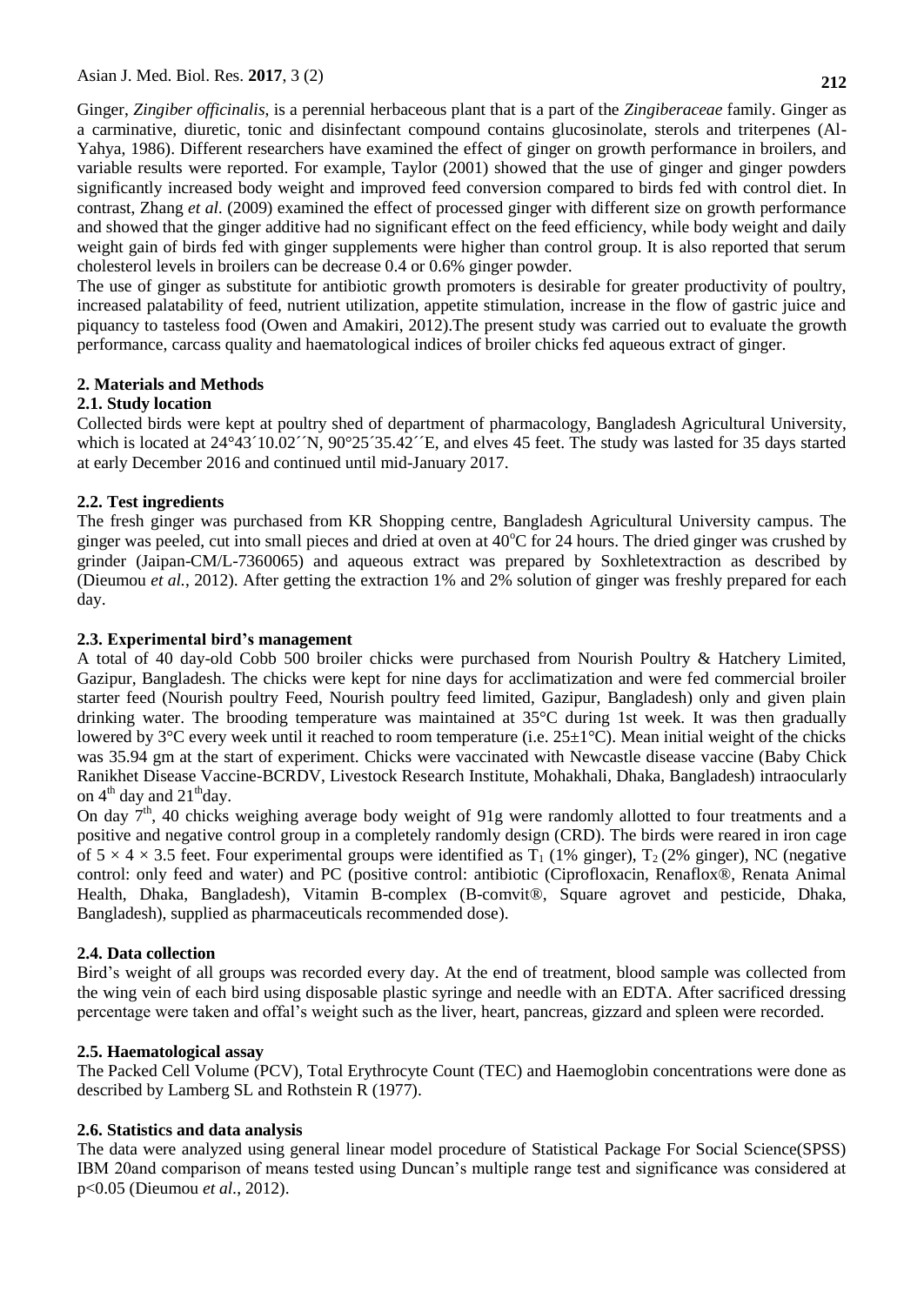Ginger, *Zingiber officinalis*, is a perennial herbaceous plant that is a part of the *Zingiberaceae* family. Ginger as a carminative, diuretic, tonic and disinfectant compound contains glucosinolate, sterols and triterpenes (Al-Yahya, 1986). Different researchers have examined the effect of ginger on growth performance in broilers, and variable results were reported. For example, Taylor (2001) showed that the use of ginger and ginger powders significantly increased body weight and improved feed conversion compared to birds fed with control diet. In contrast, Zhang *et al.* (2009) examined the effect of processed ginger with different size on growth performance and showed that the ginger additive had no significant effect on the feed efficiency, while body weight and daily weight gain of birds fed with ginger supplements were higher than control group. It is also reported that serum cholesterol levels in broilers can be decrease 0.4 or 0.6% ginger powder.

The use of ginger as substitute for antibiotic growth promoters is desirable for greater productivity of poultry, increased palatability of feed, nutrient utilization, appetite stimulation, increase in the flow of gastric juice and piquancy to tasteless food (Owen and Amakiri, 2012).The present study was carried out to evaluate the growth performance, carcass quality and haematological indices of broiler chicks fed aqueous extract of ginger.

## 2. Materials and Methods

### 2.1. Study location

Collected birds were kept at poultry shed of department of pharmacology, Bangladesh Agricultural University, which is located at 24°43´10.02´´N, 90°25´35.42´´E, and elves 45 feet. The study was lasted for 35 days started at early December 2016 and continued until mid-January 2017.

### 2.2. Test ingredients

The fresh ginger was purchased from KR Shopping centre, Bangladesh Agricultural University campus. The ginger was peeled, cut into small pieces and dried at oven at 40°C for 24 hours. The dried ginger was crushed by grinder (Jaipan-CM/L-7360065) and aqueous extract was prepared by Soxhletextraction as described by (Dieumou *et al.*, 2012). After getting the extraction 1% and 2% solution of ginger was freshly prepared for each day.

### 2.3. Experimental bird's management

A total of 40 day-old Cobb 500 broiler chicks were purchased from Nourish Poultry & Hatchery Limited, Gazipur, Bangladesh. The chicks were kept for nine days for acclimatization and were fed commercial broiler starter feed (Nourish poultry Feed, Nourish poultry feed limited, Gazipur, Bangladesh) only and given plain drinking water. The brooding temperature was maintained at 35°C during 1st week. It was then gradually lowered by 3°C every week until it reached to room temperature (i.e. 25±1°C). Mean initial weight of the chicks was 35.94 gm at the start of experiment. Chicks were vaccinated with Newcastle disease vaccine (Baby Chick Ranikhet Disease Vaccine-BCRDV, Livestock Research Institute, Mohakhali, Dhaka, Bangladesh) intraocularly on 4th day and 21st day.

On day 7th, 40 chicks weighing average body weight of 91g were randomly allotted to four treatments and a positive and negative control group in a completely randomly design (CRD). The birds were reared in iron cage of 5 × 4 × 3.5 feet. Four experimental groups were identified as $T_1$ (1% ginger), $T_2$ (2% ginger), NC (negative control: only feed and water) and PC (positive control: antibiotic (Ciprofloxacin, Renaflox®, Renata Animal Health, Dhaka, Bangladesh), Vitamin B-complex (B-comvit®, Square agrovet and pesticide, Dhaka, Bangladesh), supplied as pharmaceuticals recommended dose).

### 2.4. Data collection

Bird's weight of all groups was recorded every day. At the end of treatment, blood sample was collected from the wing vein of each bird using disposable plastic syringe and needle with an EDTA. After sacrificed dressing percentage were taken and offal's weight such as the liver, heart, pancreas, gizzard and spleen were recorded.

### 2.5. Haematological assay

The Packed Cell Volume (PCV), Total Erythrocyte Count (TEC) and Haemoglobin concentrations were done as described by Lamberg SL and Rothstein R (1977).

### 2.6. Statistics and data analysis

The data were analyzed using general linear model procedure of Statistical Package For Social Science(SPSS) IBM 20and comparison of means tested using Duncan's multiple range test and significance was considered at p<0.05 (Dieumou *et al.*, 2012).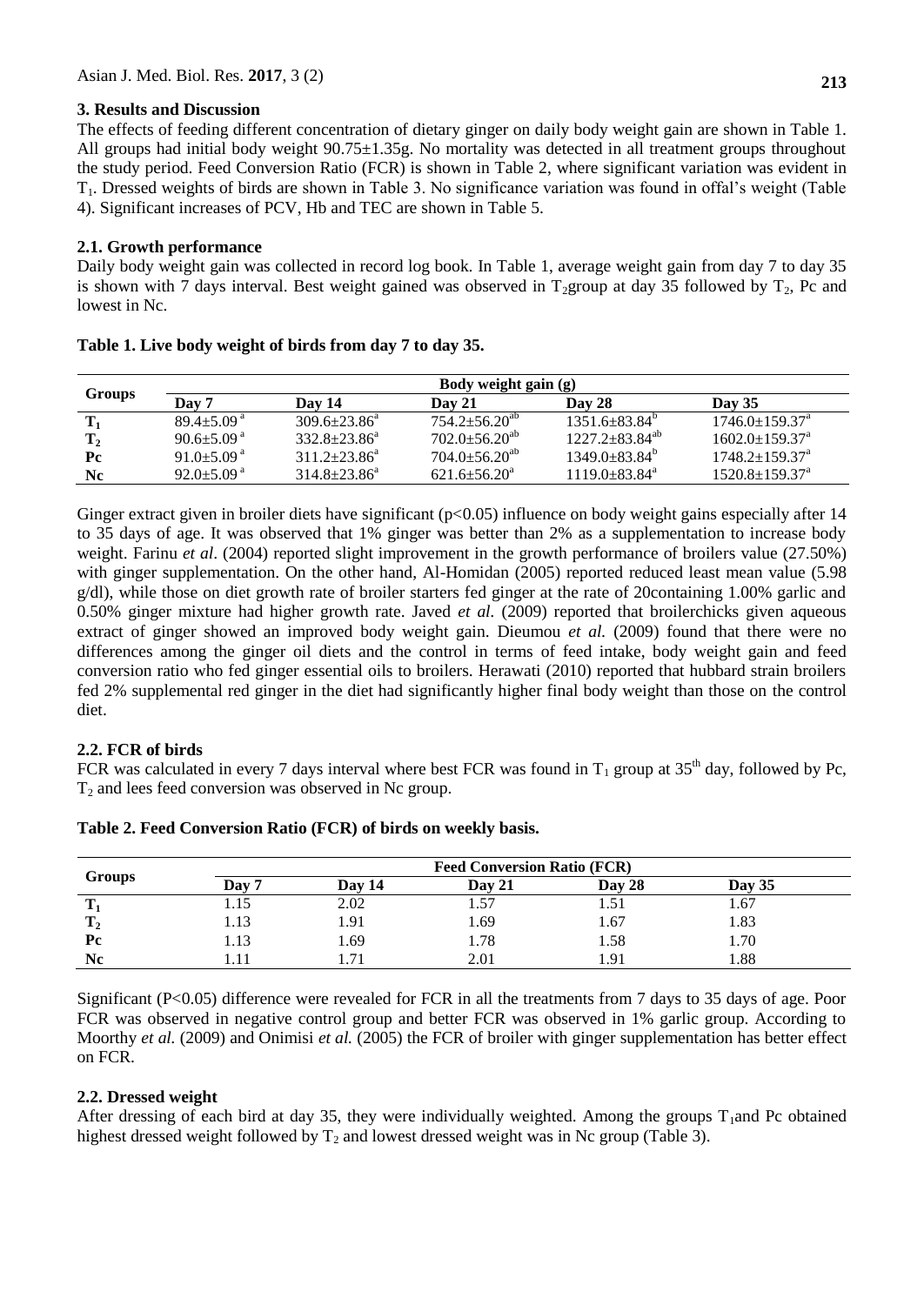## 3. Results and Discussion

The effects of feeding different concentration of dietary ginger on daily body weight gain are shown in Table 1. All groups had initial body weight 90.75±1.35g. No mortality was detected in all treatment groups throughout the study period. Feed Conversion Ratio (FCR) is shown in Table 2, where significant variation was evident in $T_1$. Dressed weights of birds are shown in Table 3. No significance variation was found in offal's weight (Table 4). Significant increases of PCV, Hb and TEC are shown in Table 5.

### 2.1. Growth performance

Daily body weight gain was collected in record log book. In Table 1, average weight gain from day 7 to day 35 is shown with 7 days interval. Best weight gained was observed in $T_2$group at day 35 followed by $T_2$, Pc and lowest in Nc.

**Table 1. Live body weight of birds from day 7 to day 35.**

| Groups | Body weight gain (g) | | | | |
|---|---|---|---|---|---|
| | Day 7 | Day 14 | Day 21 | Day 28 | Day 35 |
| $T_1$ | 89.4±5.09 $^{a}$ | 309.6±23.86$^{a}$ | 754.2±56.20$^{ab}$ | 1351.6±83.84$^{b}$ | 1746.0±159.37$^{a}$ |
| $T_2$ | 90.6±5.09 $^{a}$ | 332.8±23.86$^{a}$ | 702.0±56.20$^{ab}$ | 1227.2±83.84$^{ab}$ | 1602.0±159.37$^{a}$ |
| Pc | 91.0±5.09 $^{a}$ | 311.2±23.86$^{a}$ | 704.0±56.20$^{ab}$ | 1349.0±83.84$^{b}$ | 1748.2±159.37$^{a}$ |
| Nc | 92.0±5.09 $^{a}$ | 314.8±23.86$^{a}$ | 621.6±56.20$^{a}$ | 1119.0±83.84$^{a}$ | 1520.8±159.37$^{a}$ |

Ginger extract given in broiler diets have significant ($p<0.05$) influence on body weight gains especially after 14 to 35 days of age. It was observed that 1% ginger was better than 2% as a supplementation to increase body weight. Farinu *et al*. (2004) reported slight improvement in the growth performance of broilers value (27.50%) with ginger supplementation. On the other hand, Al-Homidan (2005) reported reduced least mean value (5.98 g/dl), while those on diet growth rate of broiler starters fed ginger at the rate of 20containing 1.00% garlic and 0.50% ginger mixture had higher growth rate. Javed *et al*. (2009) reported that broilerchicks given aqueous extract of ginger showed an improved body weight gain. Dieumou *et al.* (2009) found that there were no differences among the ginger oil diets and the control in terms of feed intake, body weight gain and feed conversion ratio who fed ginger essential oils to broilers. Herawati (2010) reported that hubbard strain broilers fed 2% supplemental red ginger in the diet had significantly higher final body weight than those on the control diet.

### 2.2. FCR of birds

FCR was calculated in every 7 days interval where best FCR was found in $T_1$ group at 35$^{th}$ day, followed by Pc, $T_2$ and lees feed conversion was observed in Nc group.

**Table 2. Feed Conversion Ratio (FCR) of birds on weekly basis.**

| Groups | Feed Conversion Ratio (FCR) | | | | |
|---|---|---|---|---|---|
| | Day 7 | Day 14 | Day 21 | Day 28 | Day 35 |
| $T_1$ | 1.15 | 2.02 | 1.57 | 1.51 | 1.67 |
| $T_2$ | 1.13 | 1.91 | 1.69 | 1.67 | 1.83 |
| Pc | 1.13 | 1.69 | 1.78 | 1.58 | 1.70 |
| Nc | 1.11 | 1.71 | 2.01 | 1.91 | 1.88 |

Significant ($P<0.05$) difference were revealed for FCR in all the treatments from 7 days to 35 days of age. Poor FCR was observed in negative control group and better FCR was observed in 1% garlic group. According to Moorthy *et al.* (2009) and Onimisi *et al.* (2005) the FCR of broiler with ginger supplementation has better effect on FCR.

### 2.2. Dressed weight

After dressing of each bird at day 35, they were individually weighted. Among the groups $T_1$and Pc obtained highest dressed weight followed by $T_2$ and lowest dressed weight was in Nc group (Table 3).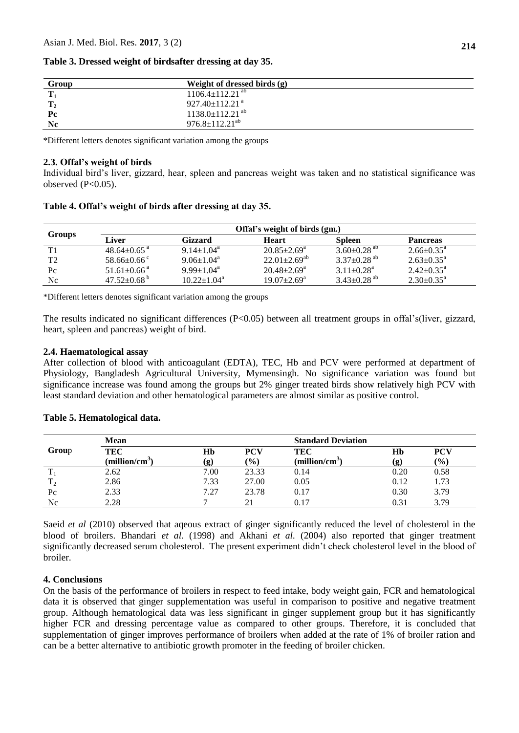**Table 3. Dressed weight of birdsafter dressing at day 35.**

| Group | Weight of dressed birds (g) |
|---|---|
| $T_1$ | 1106.4±112.21 [ab] |
| $T_2$ | 927.40±112.21 [a] |
| Pc | 1138.0±112.21 [ab] |
| Nc | 976.8±112.21[ab] |

*Different letters denotes significant variation among the groups

### 2.3. Offal's weight of birds

Individual bird's liver, gizzard, hear, spleen and pancreas weight was taken and no statistical significance was observed (P<0.05).

**Table 4. Offal's weight of birds after dressing at day 35.**

| Groups | Offal's weight of birds (gm.) | | | | |
|---|---|---|---|---|---|
| | Liver | Gizzard | Heart | Spleen | Pancreas |
| T1 | 48.64±0.65 [a] | 9.14±1.04[a] | 20.85±2.69[a] | 3.60±0.28 [ab] | 2.66±0.35[a] |
| T2 | 58.66±0.66 [c] | 9.06±1.04[a] | 22.01±2.69[ab] | 3.37±0.28 [ab] | 2.63±0.35[a] |
| Pc | 51.61±0.66 [a] | 9.99±1.04[a] | 20.48±2.69[a] | 3.11±0.28[a] | 2.42±0.35[a] |
| Nc | 47.52±0.68 [b] | 10.22±1.04[a] | 19.07±2.69[a] | 3.43±0.28 [ab] | 2.30±0.35[a] |

*Different letters denotes significant variation among the groups

The results indicated no significant differences (P<0.05) between all treatment groups in offal's(liver, gizzard, heart, spleen and pancreas) weight of bird.

### 2.4. Haematological assay

After collection of blood with anticoagulant (EDTA), TEC, Hb and PCV were performed at department of Physiology, Bangladesh Agricultural University, Mymensingh. No significance variation was found but significance increase was found among the groups but 2% ginger treated birds show relatively high PCV with least standard deviation and other hematological parameters are almost similar as positive control.

**Table 5. Hematological data.**

| Group | Mean | | | Standard Deviation | | |
|---|---|---|---|---|---|---|
| | TEC (million/cm$^3$) | Hb (g) | PCV (%) | TEC (million/cm$^3$) | Hb (g) | PCV (%) |
| $T_1$ | 2.62 | 7.00 | 23.33 | 0.14 | 0.20 | 0.58 |
| $T_2$ | 2.86 | 7.33 | 27.00 | 0.05 | 0.12 | 1.73 |
| Pc | 2.33 | 7.27 | 23.78 | 0.17 | 0.30 | 3.79 |
| Nc | 2.28 | 7 | 21 | 0.17 | 0.31 | 3.79 |

Saeid *et al* (2010) observed that aqeous extract of ginger significantly reduced the level of cholesterol in the blood of broilers. Bhandari *et al.* (1998) and Akhani *et al.* (2004) also reported that ginger treatment significantly decreased serum cholesterol. The present experiment didn't check cholesterol level in the blood of broiler.

## 4. Conclusions

On the basis of the performance of broilers in respect to feed intake, body weight gain, FCR and hematological data it is observed that ginger supplementation was useful in comparison to positive and negative treatment group. Although hematological data was less significant in ginger supplement group but it has significantly higher FCR and dressing percentage value as compared to other groups. Therefore, it is concluded that supplementation of ginger improves performance of broilers when added at the rate of 1% of broiler ration and can be a better alternative to antibiotic growth promoter in the feeding of broiler chicken.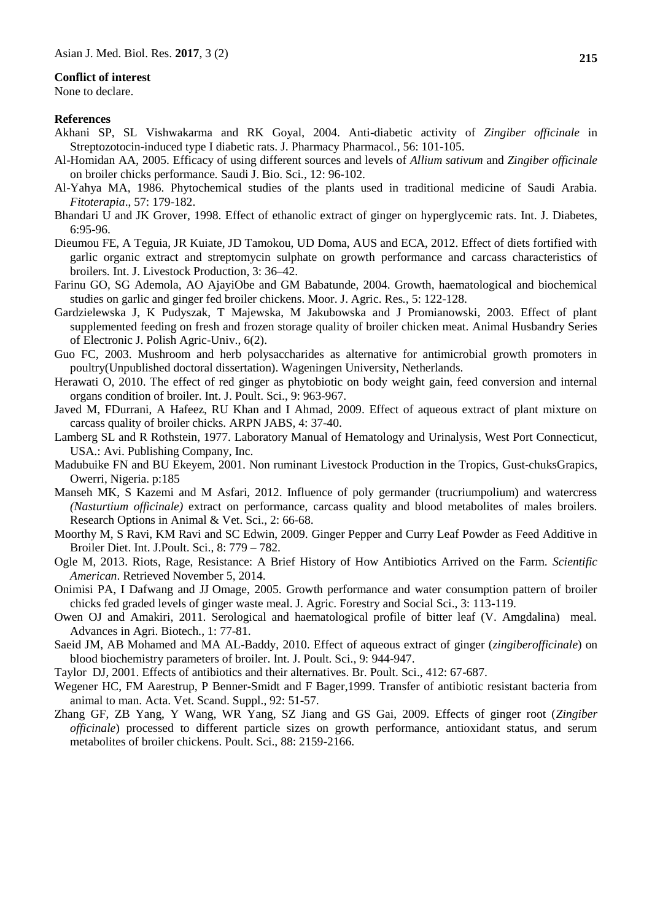## Conflict of interest

None to declare.

## References

Akhani SP, SL Vishwakarma and RK Goyal, 2004. Anti-diabetic activity of *Zingiber officinale* in Streptozotocin-induced type I diabetic rats. J. Pharmacy Pharmacol., 56: 101-105.

Al-Homidan AA, 2005. Efficacy of using different sources and levels of *Allium sativum* and *Zingiber officinale* on broiler chicks performance. Saudi J. Bio. Sci., 12: 96-102.

Al-Yahya MA, 1986. Phytochemical studies of the plants used in traditional medicine of Saudi Arabia. *Fitoterapia*., 57: 179-182.

Bhandari U and JK Grover, 1998. Effect of ethanolic extract of ginger on hyperglycemic rats. Int. J. Diabetes, 6:95-96.

Dieumou FE, A Teguia, JR Kuiate, JD Tamokou, UD Doma, AUS and ECA, 2012. Effect of diets fortified with garlic organic extract and streptomycin sulphate on growth performance and carcass characteristics of broilers. Int. J. Livestock Production, 3: 36–42.

Farinu GO, SG Ademola, AO AjayiObe and GM Babatunde, 2004. Growth, haematological and biochemical studies on garlic and ginger fed broiler chickens. Moor. J. Agric. Res., 5: 122-128.

Gardzielewska J, K Pudyszak, T Majewska, M Jakubowska and J Promianowski, 2003. Effect of plant supplemented feeding on fresh and frozen storage quality of broiler chicken meat. Animal Husbandry Series of Electronic J. Polish Agric-Univ., 6(2).

Guo FC, 2003. Mushroom and herb polysaccharides as alternative for antimicrobial growth promoters in poultry(Unpublished doctoral dissertation). Wageningen University, Netherlands.

Herawati O, 2010. The effect of red ginger as phytobiotic on body weight gain, feed conversion and internal organs condition of broiler. Int. J. Poult. Sci., 9: 963-967.

Javed M, FDurrani, A Hafeez, RU Khan and I Ahmad, 2009. Effect of aqueous extract of plant mixture on carcass quality of broiler chicks. ARPN JABS, 4: 37-40.

Lamberg SL and R Rothstein, 1977. Laboratory Manual of Hematology and Urinalysis, West Port Connecticut, USA.: Avi. Publishing Company, Inc.

Madubuike FN and BU Ekeyem, 2001. Non ruminant Livestock Production in the Tropics, Gust-chuksGrapics, Owerri, Nigeria. p:185

Manseh MK, S Kazemi and M Asfari, 2012. Influence of poly germander (trucriumpolium) and watercress *(Nasturtium officinale)* extract on performance, carcass quality and blood metabolites of males broilers. Research Options in Animal & Vet. Sci., 2: 66-68.

Moorthy M, S Ravi, KM Ravi and SC Edwin, 2009. Ginger Pepper and Curry Leaf Powder as Feed Additive in Broiler Diet. Int. J.Poult. Sci., 8: 779 – 782.

Ogle M, 2013. Riots, Rage, Resistance: A Brief History of How Antibiotics Arrived on the Farm. *Scientific American*. Retrieved November 5, 2014.

Onimisi PA, I Dafwang and JJ Omage, 2005. Growth performance and water consumption pattern of broiler chicks fed graded levels of ginger waste meal. J. Agric. Forestry and Social Sci., 3: 113-119.

Owen OJ and Amakiri, 2011. Serological and haematological profile of bitter leaf (V. Amgdalina) meal. Advances in Agri. Biotech., 1: 77-81.

Saeid JM, AB Mohamed and MA AL-Baddy, 2010. Effect of aqueous extract of ginger (*zingiberofficinale*) on blood biochemistry parameters of broiler. Int. J. Poult. Sci., 9: 944-947.

Taylor DJ, 2001. Effects of antibiotics and their alternatives. Br. Poult. Sci., 412: 67-687.

Wegener HC, FM Aarestrup, P Benner-Smidt and F Bager,1999. Transfer of antibiotic resistant bacteria from animal to man. Acta. Vet. Scand. Suppl., 92: 51-57.

Zhang GF, ZB Yang, Y Wang, WR Yang, SZ Jiang and GS Gai, 2009. Effects of ginger root (*Zingiber officinale*) processed to different particle sizes on growth performance, antioxidant status, and serum metabolites of broiler chickens. Poult. Sci., 88: 2159-2166.